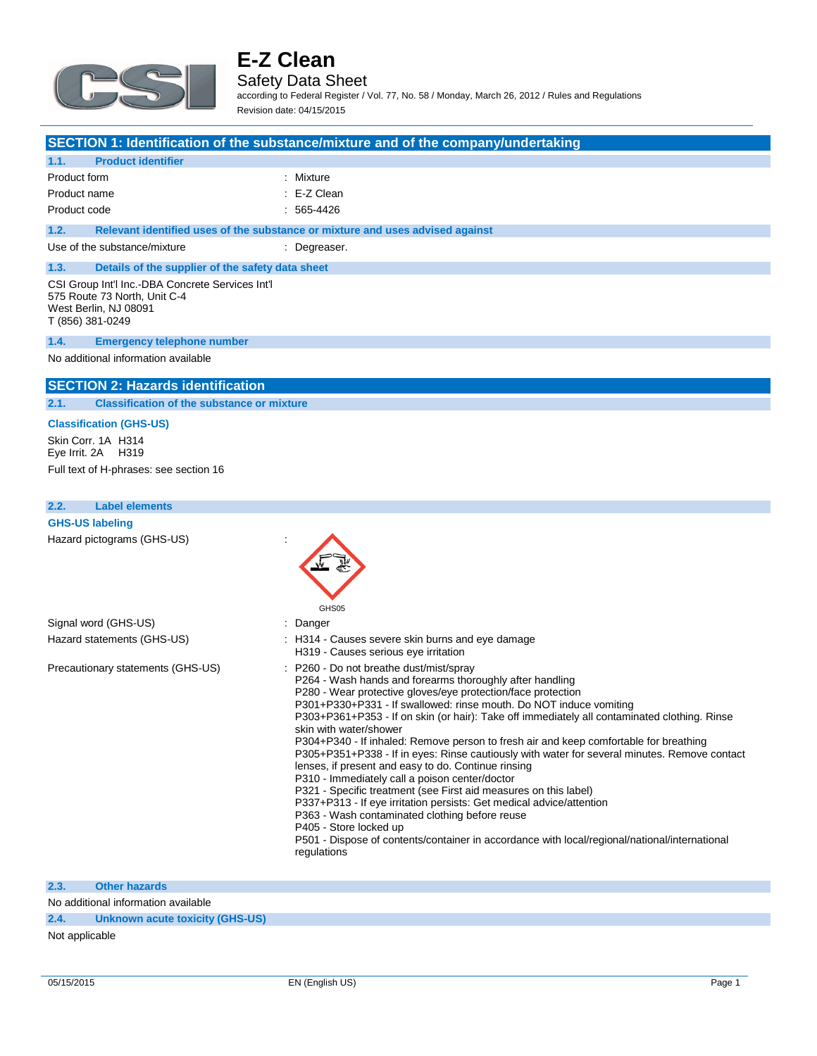# E-Z Clean

## Safety Data Sheet

according to Federal Register / Vol. 77, No. 58 / Monday, March 26, 2012 / Rules and Regulations

Revision date: 04/15/2015

## SECTION 1: Identification of the substance/mixture and of the company/undertaking

### 1.1. Product identifier

| | |
|---|---|
| Product form | : Mixture |
| Product name | : E-Z Clean |
| Product code | : 565-4426 |

### 1.2. Relevant identified uses of the substance or mixture and uses advised against

| | |
|---|---|
| Use of the substance/mixture | : Degreaser. |

### 1.3. Details of the supplier of the safety data sheet

CSI Group Int'l Inc.-DBA Concrete Services Int'l
575 Route 73 North, Unit C-4
West Berlin, NJ 08091
T (856) 381-0249

### 1.4. Emergency telephone number

No additional information available

## SECTION 2: Hazards identification

### 2.1. Classification of the substance or mixture

**Classification (GHS-US)**

Skin Corr. 1A H314
Eye Irrit. 2A H319

Full text of H-phrases: see section 16

### 2.2. Label elements

**GHS-US labeling**

Hazard pictograms (GHS-US) : GHS05

Signal word (GHS-US) : Danger

Hazard statements (GHS-US) :
- H314 - Causes severe skin burns and eye damage
- H319 - Causes serious eye irritation

Precautionary statements (GHS-US) :
- P260 - Do not breathe dust/mist/spray
- P264 - Wash hands and forearms thoroughly after handling
- P280 - Wear protective gloves/eye protection/face protection
- P301+P330+P331 - If swallowed: rinse mouth. Do NOT induce vomiting
- P303+P361+P353 - If on skin (or hair): Take off immediately all contaminated clothing. Rinse skin with water/shower
- P304+P340 - If inhaled: Remove person to fresh air and keep comfortable for breathing
- P305+P351+P338 - If in eyes: Rinse cautiously with water for several minutes. Remove contact lenses, if present and easy to do. Continue rinsing
- P310 - Immediately call a poison center/doctor
- P321 - Specific treatment (see First aid measures on this label)
- P337+P313 - If eye irritation persists: Get medical advice/attention
- P363 - Wash contaminated clothing before reuse
- P405 - Store locked up
- P501 - Dispose of contents/container in accordance with local/regional/national/international regulations

### 2.3. Other hazards

No additional information available

### 2.4. Unknown acute toxicity (GHS-US)

Not applicable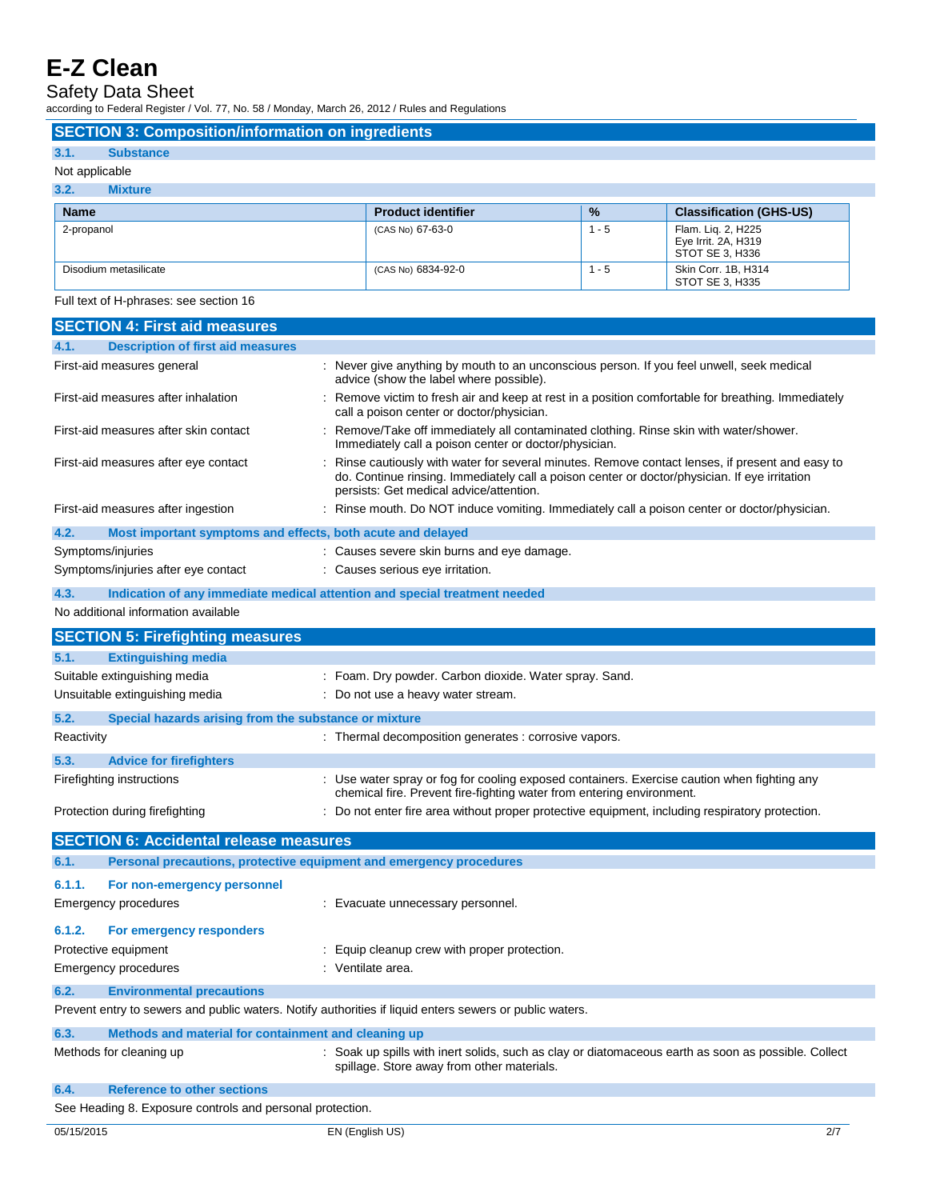## SECTION 3: Composition/information on ingredients

### 3.1. Substance

Not applicable

### 3.2. Mixture

| Name | Product identifier | % | Classification (GHS-US) |
|---|---|---|---|
| 2-propanol | (CAS No) 67-63-0 | 1 - 5 | Flam. Liq. 2, H225<br>Eye Irrit. 2A, H319<br>STOT SE 3, H336 |
| Disodium metasilicate | (CAS No) 6834-92-0 | 1 - 5 | Skin Corr. 1B, H314<br>STOT SE 3, H335 |

Full text of H-phrases: see section 16

## SECTION 4: First aid measures

### 4.1. Description of first aid measures

First-aid measures general : Never give anything by mouth to an unconscious person. If you feel unwell, seek medical advice (show the label where possible).

First-aid measures after inhalation : Remove victim to fresh air and keep at rest in a position comfortable for breathing. Immediately call a poison center or doctor/physician.

First-aid measures after skin contact : Remove/Take off immediately all contaminated clothing. Rinse skin with water/shower. Immediately call a poison center or doctor/physician.

First-aid measures after eye contact : Rinse cautiously with water for several minutes. Remove contact lenses, if present and easy to do. Continue rinsing. Immediately call a poison center or doctor/physician. If eye irritation persists: Get medical advice/attention.

First-aid measures after ingestion : Rinse mouth. Do NOT induce vomiting. Immediately call a poison center or doctor/physician.

### 4.2. Most important symptoms and effects, both acute and delayed

Symptoms/injuries : Causes severe skin burns and eye damage.

Symptoms/injuries after eye contact : Causes serious eye irritation.

### 4.3. Indication of any immediate medical attention and special treatment needed

No additional information available

## SECTION 5: Firefighting measures

### 5.1. Extinguishing media

Suitable extinguishing media : Foam. Dry powder. Carbon dioxide. Water spray. Sand.

Unsuitable extinguishing media : Do not use a heavy water stream.

### 5.2. Special hazards arising from the substance or mixture

Reactivity : Thermal decomposition generates : corrosive vapors.

### 5.3. Advice for firefighters

Firefighting instructions : Use water spray or fog for cooling exposed containers. Exercise caution when fighting any chemical fire. Prevent fire-fighting water from entering environment.

Protection during firefighting : Do not enter fire area without proper protective equipment, including respiratory protection.

## SECTION 6: Accidental release measures

### 6.1. Personal precautions, protective equipment and emergency procedures

#### 6.1.1. For non-emergency personnel

Emergency procedures : Evacuate unnecessary personnel.

#### 6.1.2. For emergency responders

Protective equipment : Equip cleanup crew with proper protection.

Emergency procedures : Ventilate area.

### 6.2. Environmental precautions

Prevent entry to sewers and public waters. Notify authorities if liquid enters sewers or public waters.

### 6.3. Methods and material for containment and cleaning up

Methods for cleaning up : Soak up spills with inert solids, such as clay or diatomaceous earth as soon as possible. Collect spillage. Store away from other materials.

### 6.4. Reference to other sections

See Heading 8. Exposure controls and personal protection.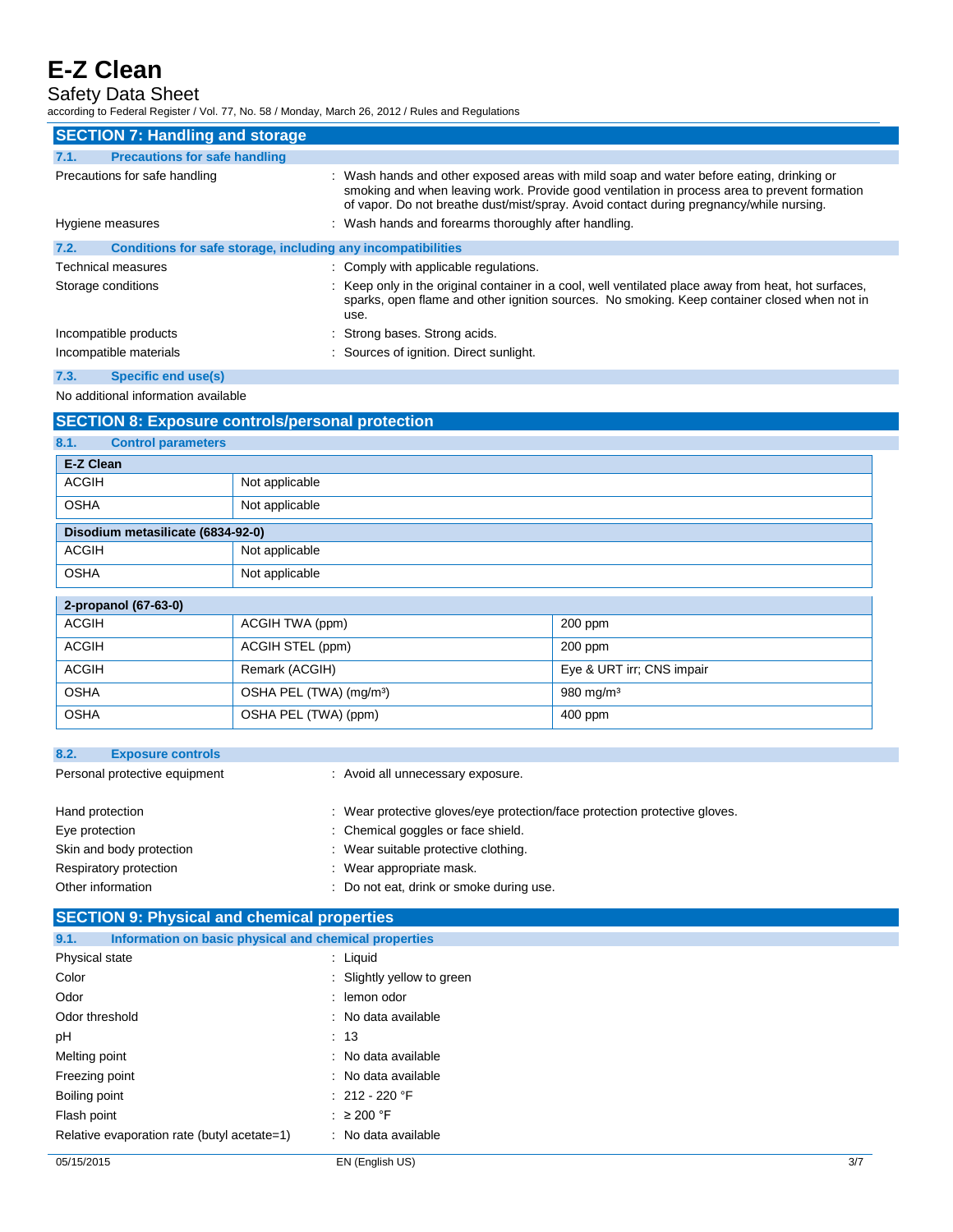## SECTION 7: Handling and storage

### 7.1. Precautions for safe handling

Precautions for safe handling : Wash hands and other exposed areas with mild soap and water before eating, drinking or smoking and when leaving work. Provide good ventilation in process area to prevent formation of vapor. Do not breathe dust/mist/spray. Avoid contact during pregnancy/while nursing.

Hygiene measures : Wash hands and forearms thoroughly after handling.

### 7.2. Conditions for safe storage, including any incompatibilities

Technical measures : Comply with applicable regulations.

Storage conditions : Keep only in the original container in a cool, well ventilated place away from heat, hot surfaces, sparks, open flame and other ignition sources. No smoking. Keep container closed when not in use.

Incompatible products : Strong bases. Strong acids.

Incompatible materials : Sources of ignition. Direct sunlight.

### 7.3. Specific end use(s)

No additional information available

## SECTION 8: Exposure controls/personal protection

### 8.1. Control parameters

| E-Z Clean | |
|---|---|
| ACGIH | Not applicable |
| OSHA | Not applicable |

| Disodium metasilicate (6834-92-0) | |
|---|---|
| ACGIH | Not applicable |
| OSHA | Not applicable |

| 2-propanol (67-63-0) | | |
|---|---|---|
| ACGIH | ACGIH TWA (ppm) | 200 ppm |
| ACGIH | ACGIH STEL (ppm) | 200 ppm |
| ACGIH | Remark (ACGIH) | Eye & URT irr; CNS impair |
| OSHA | OSHA PEL (TWA) (mg/m³) | 980 mg/m³ |
| OSHA | OSHA PEL (TWA) (ppm) | 400 ppm |

### 8.2. Exposure controls

Personal protective equipment : Avoid all unnecessary exposure.

Hand protection : Wear protective gloves/eye protection/face protection protective gloves.

Eye protection : Chemical goggles or face shield.

Skin and body protection : Wear suitable protective clothing.

Respiratory protection : Wear appropriate mask.

Other information : Do not eat, drink or smoke during use.

## SECTION 9: Physical and chemical properties

### 9.1. Information on basic physical and chemical properties

Physical state : Liquid

Color : Slightly yellow to green

Odor : lemon odor

Odor threshold : No data available

pH : 13

Melting point : No data available

Freezing point : No data available

Boiling point : 212 - 220 °F

Flash point : ≥ 200 °F

Relative evaporation rate (butyl acetate=1) : No data available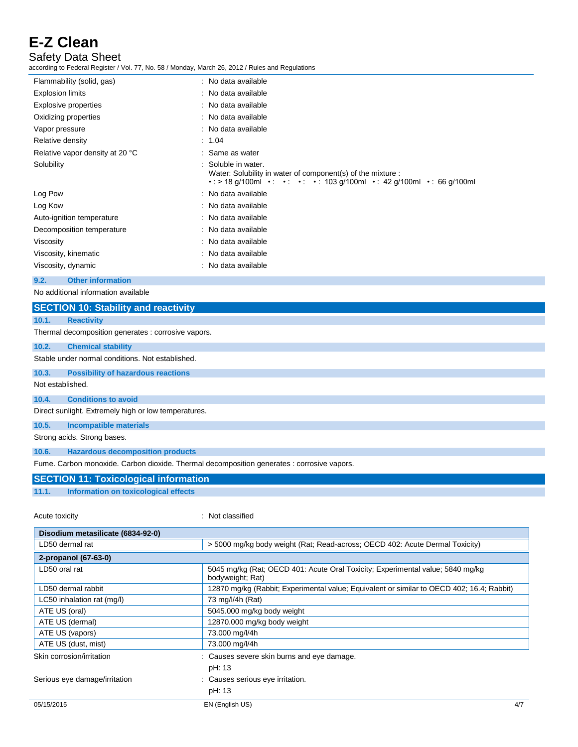| | |
|---|---|
| Flammability (solid, gas) | : No data available |
| Explosion limits | : No data available |
| Explosive properties | : No data available |
| Oxidizing properties | : No data available |
| Vapor pressure | : No data available |
| Relative density | : 1.04 |
| Relative vapor density at 20 °C | : Same as water |
| Solubility | : Soluble in water.<br>Water: Solubility in water of component(s) of the mixture :<br>• : > 18 g/100ml • : • : • : • : 103 g/100ml • : 42 g/100ml • : 66 g/100ml |
| Log Pow | : No data available |
| Log Kow | : No data available |
| Auto-ignition temperature | : No data available |
| Decomposition temperature | : No data available |
| Viscosity | : No data available |
| Viscosity, kinematic | : No data available |
| Viscosity, dynamic | : No data available |

### 9.2. Other information

No additional information available

## SECTION 10: Stability and reactivity

### 10.1. Reactivity

Thermal decomposition generates : corrosive vapors.

### 10.2. Chemical stability

Stable under normal conditions. Not established.

### 10.3. Possibility of hazardous reactions

Not established.

### 10.4. Conditions to avoid

Direct sunlight. Extremely high or low temperatures.

### 10.5. Incompatible materials

Strong acids. Strong bases.

### 10.6. Hazardous decomposition products

Fume. Carbon monoxide. Carbon dioxide. Thermal decomposition generates : corrosive vapors.

## SECTION 11: Toxicological information

### 11.1. Information on toxicological effects

Acute toxicity : Not classified

| Disodium metasilicate (6834-92-0) | |
|---|---|
| LD50 dermal rat | > 5000 mg/kg body weight (Rat; Read-across; OECD 402: Acute Dermal Toxicity) |

| 2-propanol (67-63-0) | |
|---|---|
| LD50 oral rat | 5045 mg/kg (Rat; OECD 401: Acute Oral Toxicity; Experimental value; 5840 mg/kg bodyweight; Rat) |
| LD50 dermal rabbit | 12870 mg/kg (Rabbit; Experimental value; Equivalent or similar to OECD 402; 16.4; Rabbit) |
| LC50 inhalation rat (mg/l) | 73 mg/l/4h (Rat) |
| ATE US (oral) | 5045.000 mg/kg body weight |
| ATE US (dermal) | 12870.000 mg/kg body weight |
| ATE US (vapors) | 73.000 mg/l/4h |
| ATE US (dust, mist) | 73.000 mg/l/4h |

Skin corrosion/irritation : Causes severe skin burns and eye damage.
pH: 13

Serious eye damage/irritation : Causes serious eye irritation.
pH: 13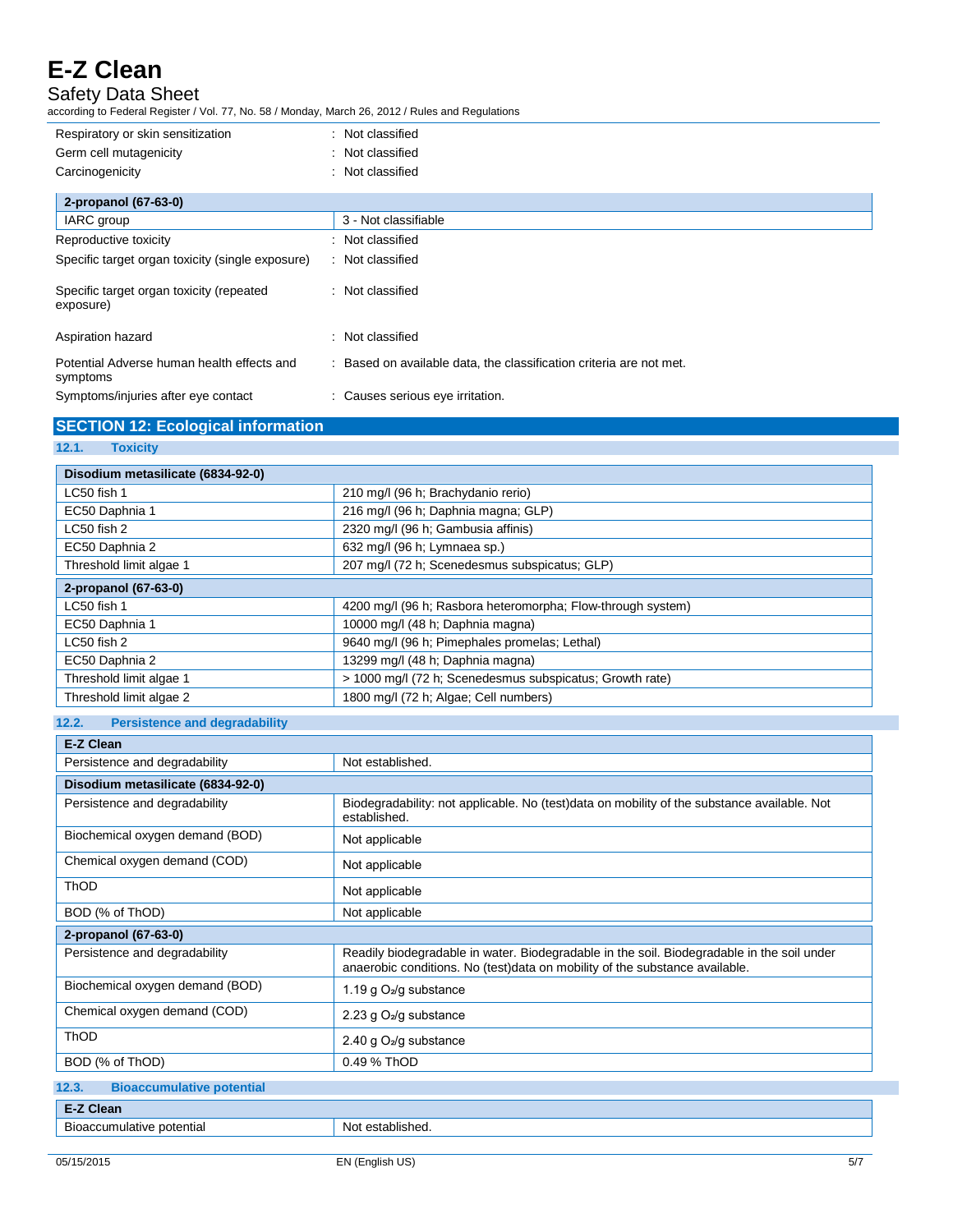| | |
|---|---|
| Respiratory or skin sensitization | : Not classified |
| Germ cell mutagenicity | : Not classified |
| Carcinogenicity | : Not classified |

| 2-propanol (67-63-0) | |
|---|---|
| IARC group | 3 - Not classifiable |

| | |
|---|---|
| Reproductive toxicity | : Not classified |
| Specific target organ toxicity (single exposure) | : Not classified |
| Specific target organ toxicity (repeated exposure) | : Not classified |
| Aspiration hazard | : Not classified |
| Potential Adverse human health effects and symptoms | : Based on available data, the classification criteria are not met. |
| Symptoms/injuries after eye contact | : Causes serious eye irritation. |

## SECTION 12: Ecological information

### 12.1. Toxicity

| Disodium metasilicate (6834-92-0) | |
|---|---|
| LC50 fish 1 | 210 mg/l (96 h; Brachydanio rerio) |
| EC50 Daphnia 1 | 216 mg/l (48 h; Daphnia magna; GLP) |
| LC50 fish 2 | 2320 mg/l (96 h; Gambusia affinis) |
| EC50 Daphnia 2 | 632 mg/l (96 h; Lymnaea sp.) |
| Threshold limit algae 1 | 207 mg/l (72 h; Scenedesmus subspicatus; GLP) |
| **2-propanol (67-63-0)** | |
| LC50 fish 1 | 4200 mg/l (96 h; Rasbora heteromorpha; Flow-through system) |
| EC50 Daphnia 1 | 10000 mg/l (48 h; Daphnia magna) |
| LC50 fish 2 | 9640 mg/l (96 h; Pimephales promelas; Lethal) |
| EC50 Daphnia 2 | 13299 mg/l (48 h; Daphnia magna) |
| Threshold limit algae 1 | > 1000 mg/l (72 h; Scenedesmus subspicatus; Growth rate) |
| Threshold limit algae 2 | 1800 mg/l (72 h; Algae; Cell numbers) |

### 12.2. Persistence and degradability

| E-Z Clean | |
|---|---|
| Persistence and degradability | Not established. |
| **Disodium metasilicate (6834-92-0)** | |
| Persistence and degradability | Biodegradability: not applicable. No (test)data on mobility of the substance available. Not established. |
| Biochemical oxygen demand (BOD) | Not applicable |
| Chemical oxygen demand (COD) | Not applicable |
| ThOD | Not applicable |
| BOD (% of ThOD) | Not applicable |
| **2-propanol (67-63-0)** | |
| Persistence and degradability | Readily biodegradable in water. Biodegradable in the soil. Biodegradable in the soil under anaerobic conditions. No (test)data on mobility of the substance available. |
| Biochemical oxygen demand (BOD) | 1.19 g $O_2$/g substance |
| Chemical oxygen demand (COD) | 2.23 g $O_2$/g substance |
| ThOD | 2.40 g $O_2$/g substance |
| BOD (% of ThOD) | 0.49 % ThOD |

### 12.3. Bioaccumulative potential

| E-Z Clean | |
|---|---|
| Bioaccumulative potential | Not established. |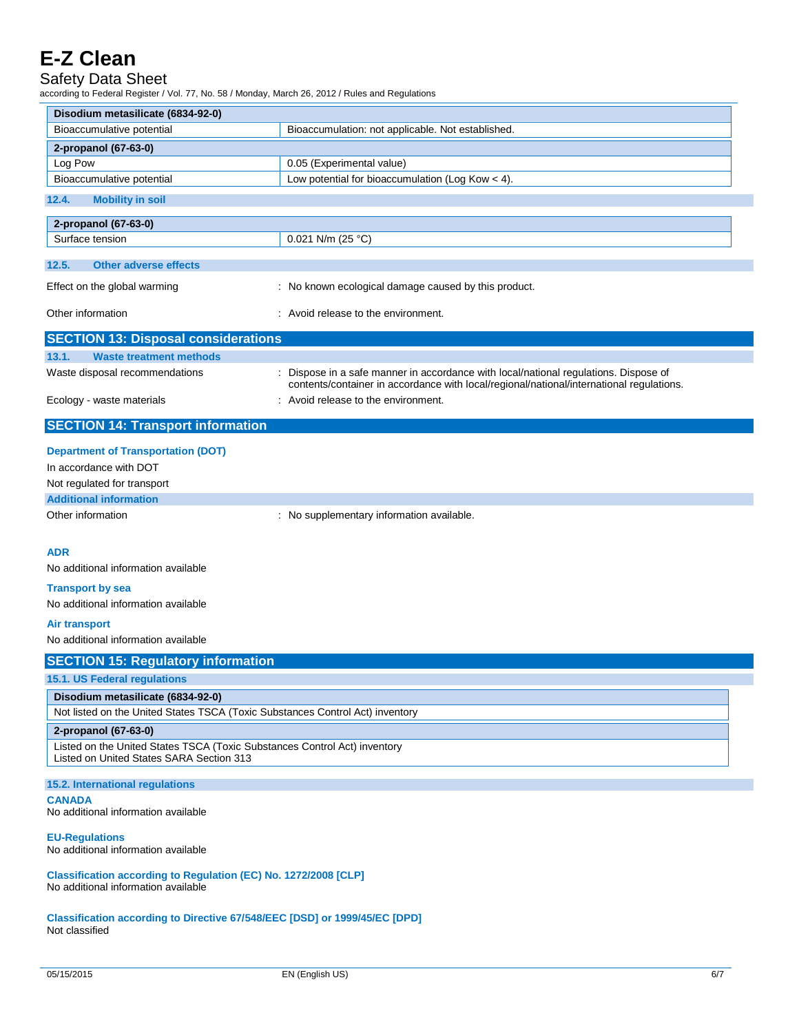| Disodium metasilicate (6834-92-0) | |
|---|---|
| Bioaccumulative potential | Bioaccumulation: not applicable. Not established. |

| 2-propanol (67-63-0) | |
|---|---|
| Log Pow | 0.05 (Experimental value) |
| Bioaccumulative potential | Low potential for bioaccumulation (Log Kow < 4). |

### 12.4. Mobility in soil

| 2-propanol (67-63-0) | |
|---|---|
| Surface tension | 0.021 N/m (25 °C) |

### 12.5. Other adverse effects

Effect on the global warming : No known ecological damage caused by this product.

Other information : Avoid release to the environment.

## SECTION 13: Disposal considerations

### 13.1. Waste treatment methods

Waste disposal recommendations : Dispose in a safe manner in accordance with local/national regulations. Dispose of contents/container in accordance with local/regional/national/international regulations.

Ecology - waste materials : Avoid release to the environment.

## SECTION 14: Transport information

### Department of Transportation (DOT)

In accordance with DOT

Not regulated for transport

### Additional information

Other information : No supplementary information available.

### ADR

No additional information available

### Transport by sea

No additional information available

### Air transport

No additional information available

## SECTION 15: Regulatory information

### 15.1. US Federal regulations

| Disodium metasilicate (6834-92-0) |
|---|
| Not listed on the United States TSCA (Toxic Substances Control Act) inventory |

| 2-propanol (67-63-0) |
|---|
| Listed on the United States TSCA (Toxic Substances Control Act) inventory<br>Listed on United States SARA Section 313 |

### 15.2. International regulations

**CANADA**

No additional information available

**EU-Regulations**

No additional information available

**Classification according to Regulation (EC) No. 1272/2008 [CLP]**

No additional information available

**Classification according to Directive 67/548/EEC [DSD] or 1999/45/EC [DPD]**

Not classified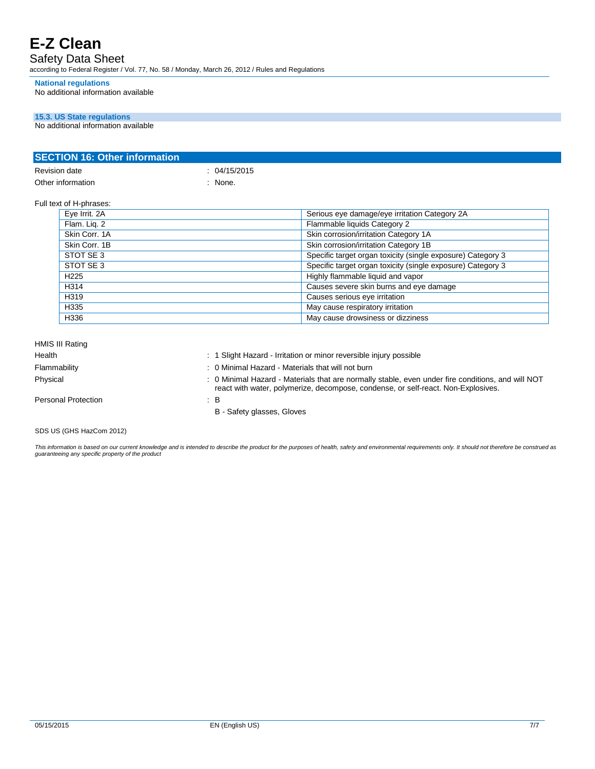### National regulations

No additional information available

### 15.3. US State regulations

No additional information available

## SECTION 16: Other information

Revision date : 04/15/2015

Other information : None.

Full text of H-phrases:

| | |
|---|---|
| Eye Irrit. 2A | Serious eye damage/eye irritation Category 2A |
| Flam. Liq. 2 | Flammable liquids Category 2 |
| Skin Corr. 1A | Skin corrosion/irritation Category 1A |
| Skin Corr. 1B | Skin corrosion/irritation Category 1B |
| STOT SE 3 | Specific target organ toxicity (single exposure) Category 3 |
| STOT SE 3 | Specific target organ toxicity (single exposure) Category 3 |
| H225 | Highly flammable liquid and vapor |
| H314 | Causes severe skin burns and eye damage |
| H319 | Causes serious eye irritation |
| H335 | May cause respiratory irritation |
| H336 | May cause drowsiness or dizziness |

HMIS III Rating

Health : 1 Slight Hazard - Irritation or minor reversible injury possible

Flammability : 0 Minimal Hazard - Materials that will not burn

Physical : 0 Minimal Hazard - Materials that are normally stable, even under fire conditions, and will NOT react with water, polymerize, decompose, condense, or self-react. Non-Explosives.

Personal Protection : B

B - Safety glasses, Gloves

SDS US (GHS HazCom 2012)

*This information is based on our current knowledge and is intended to describe the product for the purposes of health, safety and environmental requirements only. It should not therefore be construed as guaranteeing any specific property of the product*